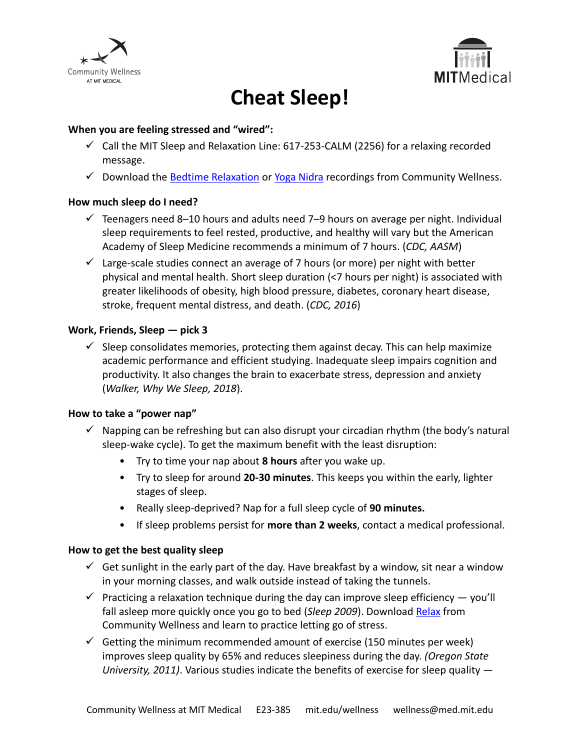# Cheat Sleep!

### When you are feeling stressed and "wired":

- ✓ Call the MIT Sleep and Relaxation Line: 617-253-CALM (2256) for a relaxing recorded message.
- ✓ Download the [Bedtime Relaxation] or [Yoga Nidra] recordings from Community Wellness.

### How much sleep do I need?

- ✓ Teenagers need 8–10 hours and adults need 7–9 hours on average per night. Individual sleep requirements to feel rested, productive, and healthy will vary but the American Academy of Sleep Medicine recommends a minimum of 7 hours. (*CDC, AASM*)
- ✓ Large-scale studies connect an average of 7 hours (or more) per night with better physical and mental health. Short sleep duration (<7 hours per night) is associated with greater likelihoods of obesity, high blood pressure, diabetes, coronary heart disease, stroke, frequent mental distress, and death. (*CDC, 2016*)

### Work, Friends, Sleep — pick 3

- ✓ Sleep consolidates memories, protecting them against decay. This can help maximize academic performance and efficient studying. Inadequate sleep impairs cognition and productivity. It also changes the brain to exacerbate stress, depression and anxiety (*Walker, Why We Sleep, 2018*).

### How to take a "power nap"

- ✓ Napping can be refreshing but can also disrupt your circadian rhythm (the body's natural sleep-wake cycle). To get the maximum benefit with the least disruption:
  - Try to time your nap about **8 hours** after you wake up.
  - Try to sleep for around **20-30 minutes**. This keeps you within the early, lighter stages of sleep.
  - Really sleep-deprived? Nap for a full sleep cycle of **90 minutes.**
  - If sleep problems persist for **more than 2 weeks**, contact a medical professional.

### How to get the best quality sleep

- ✓ Get sunlight in the early part of the day. Have breakfast by a window, sit near a window in your morning classes, and walk outside instead of taking the tunnels.
- ✓ Practicing a relaxation technique during the day can improve sleep efficiency — you'll fall asleep more quickly once you go to bed (*Sleep 2009*). Download [Relax] from Community Wellness and learn to practice letting go of stress.
- ✓ Getting the minimum recommended amount of exercise (150 minutes per week) improves sleep quality by 65% and reduces sleepiness during the day. *(Oregon State University, 2011)*. Various studies indicate the benefits of exercise for sleep quality —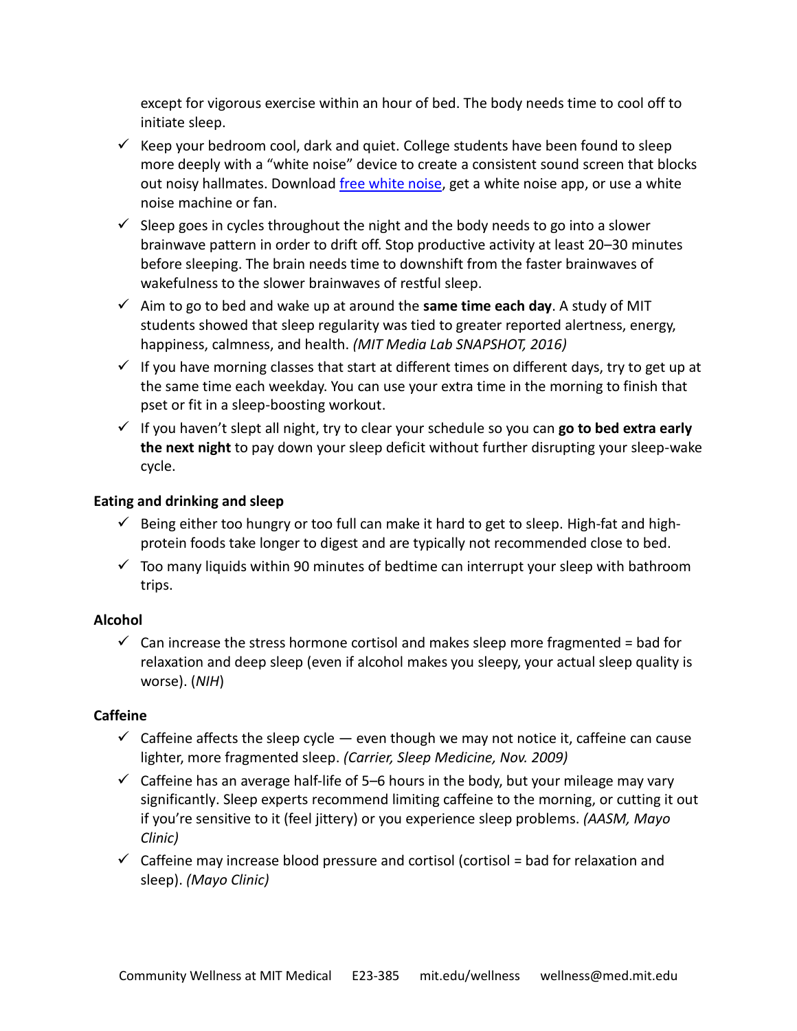except for vigorous exercise within an hour of bed. The body needs time to cool off to initiate sleep.

- ✓ Keep your bedroom cool, dark and quiet. College students have been found to sleep more deeply with a "white noise" device to create a consistent sound screen that blocks out noisy hallmates. Download free white noise, get a white noise app, or use a white noise machine or fan.
- ✓ Sleep goes in cycles throughout the night and the body needs to go into a slower brainwave pattern in order to drift off. Stop productive activity at least 20–30 minutes before sleeping. The brain needs time to downshift from the faster brainwaves of wakefulness to the slower brainwaves of restful sleep.
- ✓ Aim to go to bed and wake up at around the **same time each day**. A study of MIT students showed that sleep regularity was tied to greater reported alertness, energy, happiness, calmness, and health. *(MIT Media Lab SNAPSHOT, 2016)*
- ✓ If you have morning classes that start at different times on different days, try to get up at the same time each weekday. You can use your extra time in the morning to finish that pset or fit in a sleep-boosting workout.
- ✓ If you haven't slept all night, try to clear your schedule so you can **go to bed extra early the next night** to pay down your sleep deficit without further disrupting your sleep-wake cycle.

**Eating and drinking and sleep**

- ✓ Being either too hungry or too full can make it hard to get to sleep. High-fat and high-protein foods take longer to digest and are typically not recommended close to bed.
- ✓ Too many liquids within 90 minutes of bedtime can interrupt your sleep with bathroom trips.

**Alcohol**

- ✓ Can increase the stress hormone cortisol and makes sleep more fragmented = bad for relaxation and deep sleep (even if alcohol makes you sleepy, your actual sleep quality is worse). (*NIH*)

**Caffeine**

- ✓ Caffeine affects the sleep cycle — even though we may not notice it, caffeine can cause lighter, more fragmented sleep. *(Carrier, Sleep Medicine, Nov. 2009)*
- ✓ Caffeine has an average half-life of 5–6 hours in the body, but your mileage may vary significantly. Sleep experts recommend limiting caffeine to the morning, or cutting it out if you're sensitive to it (feel jittery) or you experience sleep problems. *(AASM, Mayo Clinic)*
- ✓ Caffeine may increase blood pressure and cortisol (cortisol = bad for relaxation and sleep). *(Mayo Clinic)*

Community Wellness at MIT Medical    E23-385    mit.edu/wellness    wellness@med.mit.edu